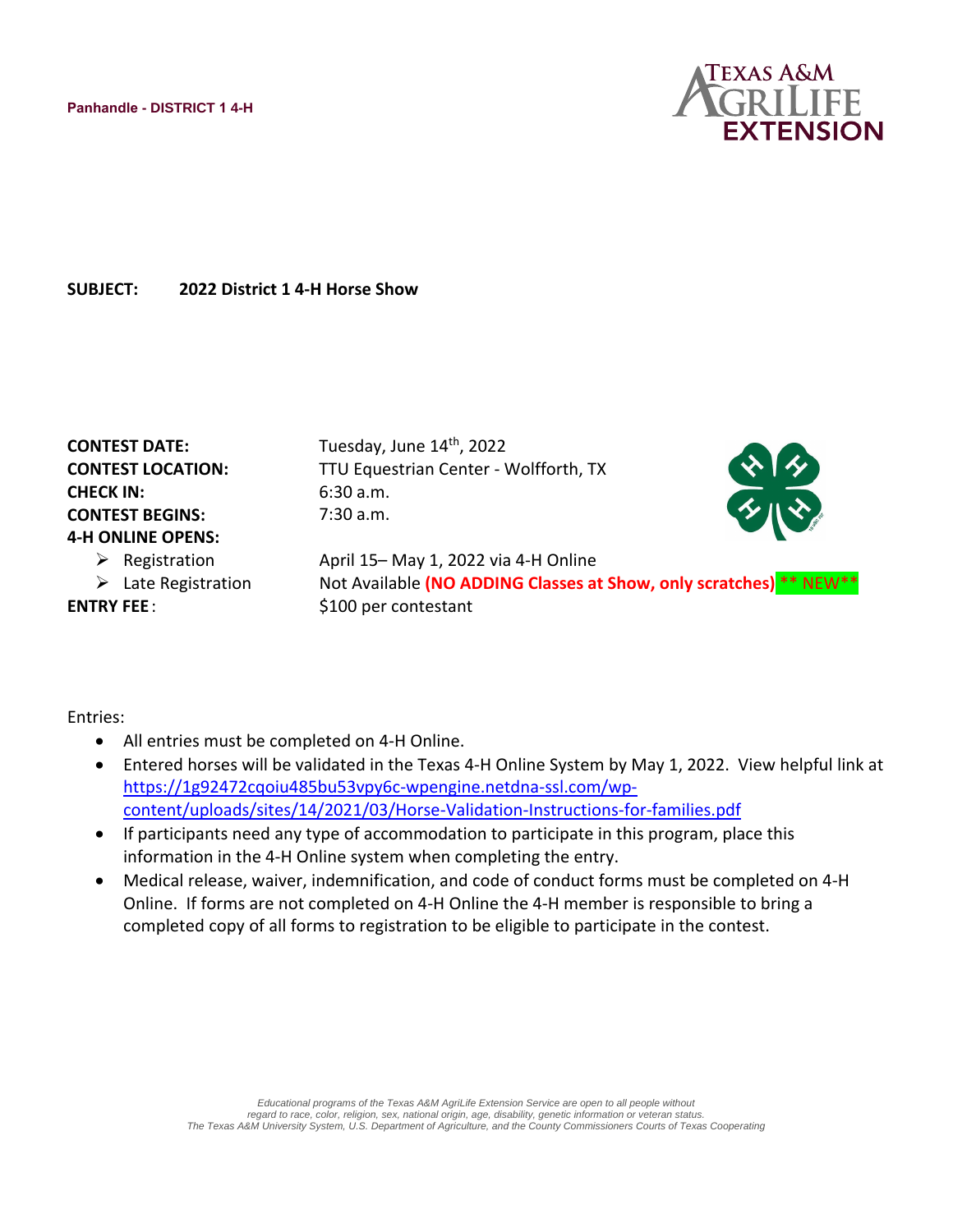Panhandle - DISTRICT 1 4-H

Texas A&M AgriLife Extension

**SUBJECT:** **2022 District 1 4-H Horse Show**

**CONTEST DATE:** Tuesday, June 14th, 2022
**CONTEST LOCATION:** TTU Equestrian Center - Wolfforth, TX
**CHECK IN:** 6:30 a.m.
**CONTEST BEGINS:** 7:30 a.m.
**4-H ONLINE OPENS:**

- Registration: April 15– May 1, 2022 via 4-H Online
- Late Registration: Not Available **(NO ADDING Classes at Show, only scratches)** ** NEW**

**ENTRY FEE**: $100 per contestant

Entries:

- All entries must be completed on 4-H Online.
- Entered horses will be validated in the Texas 4-H Online System by May 1, 2022. View helpful link at https://1g92472cqoiu485bu53vpy6c-wpengine.netdna-ssl.com/wp-content/uploads/sites/14/2021/03/Horse-Validation-Instructions-for-families.pdf
- If participants need any type of accommodation to participate in this program, place this information in the 4-H Online system when completing the entry.
- Medical release, waiver, indemnification, and code of conduct forms must be completed on 4-H Online. If forms are not completed on 4-H Online the 4-H member is responsible to bring a completed copy of all forms to registration to be eligible to participate in the contest.

*Educational programs of the Texas A&M AgriLife Extension Service are open to all people without regard to race, color, religion, sex, national origin, age, disability, genetic information or veteran status. The Texas A&M University System, U.S. Department of Agriculture, and the County Commissioners Courts of Texas Cooperating*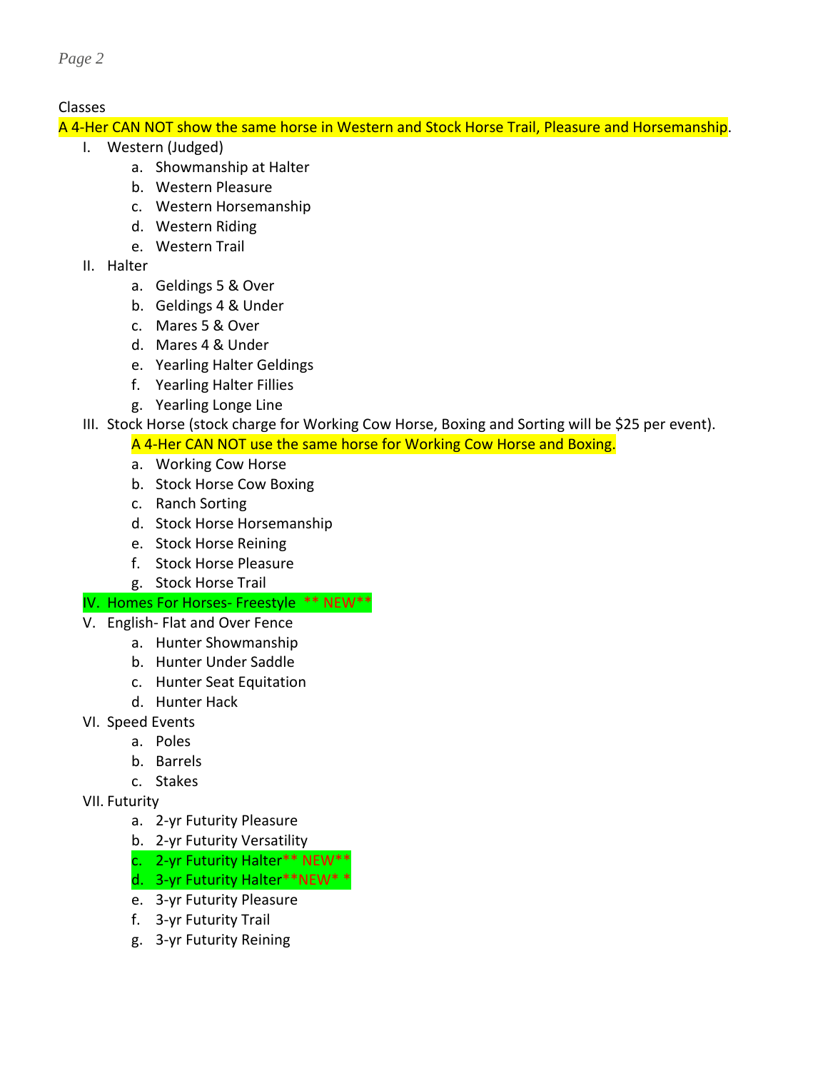Classes

A 4-Her CAN NOT show the same horse in Western and Stock Horse Trail, Pleasure and Horsemanship.

I. Western (Judged)
   a. Showmanship at Halter
   b. Western Pleasure
   c. Western Horsemanship
   d. Western Riding
   e. Western Trail

II. Halter
   a. Geldings 5 & Over
   b. Geldings 4 & Under
   c. Mares 5 & Over
   d. Mares 4 & Under
   e. Yearling Halter Geldings
   f. Yearling Halter Fillies
   g. Yearling Longe Line

III. Stock Horse (stock charge for Working Cow Horse, Boxing and Sorting will be $25 per event).

   A 4-Her CAN NOT use the same horse for Working Cow Horse and Boxing.

   a. Working Cow Horse
   b. Stock Horse Cow Boxing
   c. Ranch Sorting
   d. Stock Horse Horsemanship
   e. Stock Horse Reining
   f. Stock Horse Pleasure
   g. Stock Horse Trail

IV. Homes For Horses- Freestyle ** NEW**

V. English- Flat and Over Fence
   a. Hunter Showmanship
   b. Hunter Under Saddle
   c. Hunter Seat Equitation
   d. Hunter Hack

VI. Speed Events
   a. Poles
   b. Barrels
   c. Stakes

VII. Futurity
   a. 2-yr Futurity Pleasure
   b. 2-yr Futurity Versatility
   c. 2-yr Futurity Halter** NEW**
   d. 3-yr Futurity Halter**NEW* *
   e. 3-yr Futurity Pleasure
   f. 3-yr Futurity Trail
   g. 3-yr Futurity Reining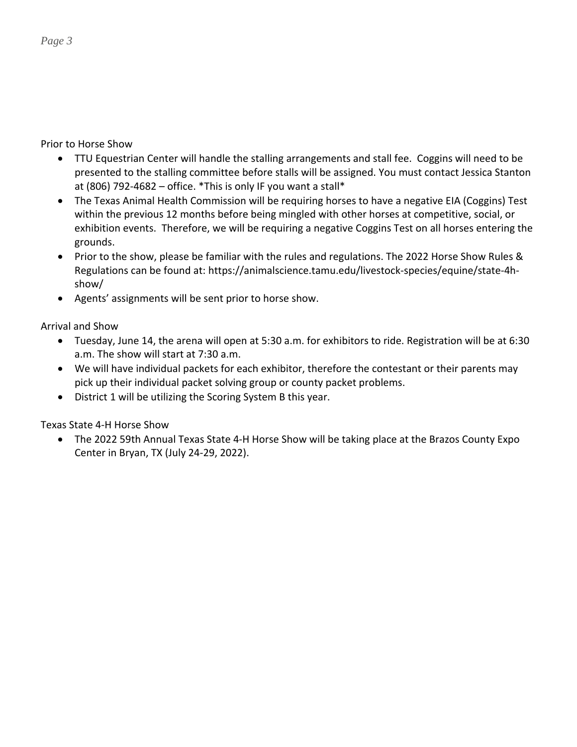Prior to Horse Show

- TTU Equestrian Center will handle the stalling arrangements and stall fee. Coggins will need to be presented to the stalling committee before stalls will be assigned. You must contact Jessica Stanton at (806) 792-4682 – office. *This is only IF you want a stall*
- The Texas Animal Health Commission will be requiring horses to have a negative EIA (Coggins) Test within the previous 12 months before being mingled with other horses at competitive, social, or exhibition events. Therefore, we will be requiring a negative Coggins Test on all horses entering the grounds.
- Prior to the show, please be familiar with the rules and regulations. The 2022 Horse Show Rules & Regulations can be found at: https://animalscience.tamu.edu/livestock-species/equine/state-4h-show/
- Agents' assignments will be sent prior to horse show.

Arrival and Show

- Tuesday, June 14, the arena will open at 5:30 a.m. for exhibitors to ride. Registration will be at 6:30 a.m. The show will start at 7:30 a.m.
- We will have individual packets for each exhibitor, therefore the contestant or their parents may pick up their individual packet solving group or county packet problems.
- District 1 will be utilizing the Scoring System B this year.

Texas State 4-H Horse Show

- The 2022 59th Annual Texas State 4-H Horse Show will be taking place at the Brazos County Expo Center in Bryan, TX (July 24-29, 2022).